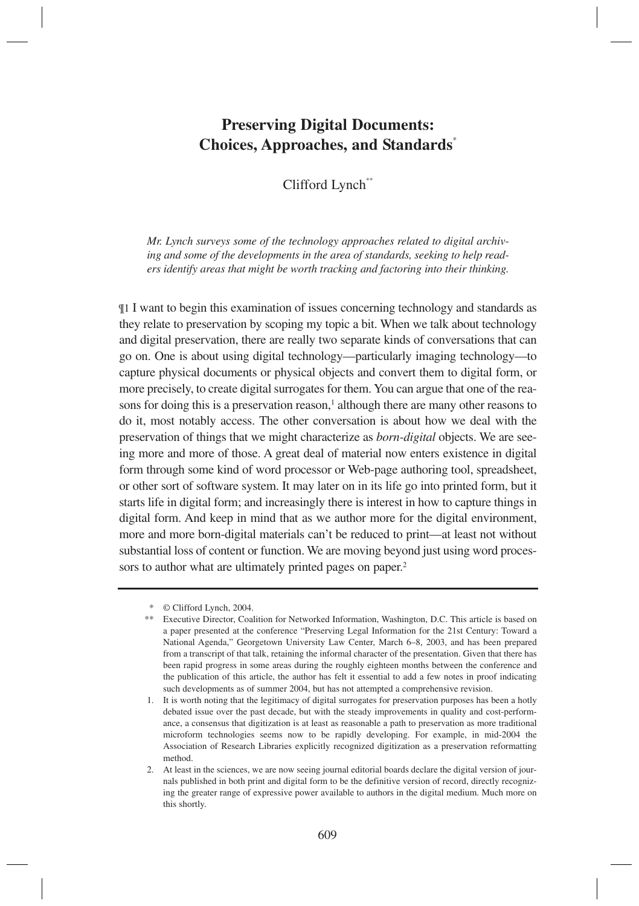# Preserving Digital Documents: Choices, Approaches, and Standards[*]

Clifford Lynch[**]

*Mr. Lynch surveys some of the technology approaches related to digital archiving and some of the developments in the area of standards, seeking to help readers identify areas that might be worth tracking and factoring into their thinking.*

¶1 I want to begin this examination of issues concerning technology and standards as they relate to preservation by scoping my topic a bit. When we talk about technology and digital preservation, there are really two separate kinds of conversations that can go on. One is about using digital technology—particularly imaging technology—to capture physical documents or physical objects and convert them to digital form, or more precisely, to create digital surrogates for them. You can argue that one of the reasons for doing this is a preservation reason,[1] although there are many other reasons to do it, most notably access. The other conversation is about how we deal with the preservation of things that we might characterize as *born-digital* objects. We are seeing more and more of those. A great deal of material now enters existence in digital form through some kind of word processor or Web-page authoring tool, spreadsheet, or other sort of software system. It may later on in its life go into printed form, but it starts life in digital form; and increasingly there is interest in how to capture things in digital form. And keep in mind that as we author more for the digital environment, more and more born-digital materials can't be reduced to print—at least not without substantial loss of content or function. We are moving beyond just using word processors to author what are ultimately printed pages on paper.[2]

---

\* © Clifford Lynch, 2004.

\*\* Executive Director, Coalition for Networked Information, Washington, D.C. This article is based on a paper presented at the conference "Preserving Legal Information for the 21st Century: Toward a National Agenda," Georgetown University Law Center, March 6–8, 2003, and has been prepared from a transcript of that talk, retaining the informal character of the presentation. Given that there has been rapid progress in some areas during the roughly eighteen months between the conference and the publication of this article, the author has felt it essential to add a few notes in proof indicating such developments as of summer 2004, but has not attempted a comprehensive revision.

1. It is worth noting that the legitimacy of digital surrogates for preservation purposes has been a hotly debated issue over the past decade, but with the steady improvements in quality and cost-performance, a consensus that digitization is at least as reasonable a path to preservation as more traditional microform technologies seems now to be rapidly developing. For example, in mid-2004 the Association of Research Libraries explicitly recognized digitization as a preservation reformatting method.

2. At least in the sciences, we are now seeing journal editorial boards declare the digital version of journals published in both print and digital form to be the definitive version of record, directly recognizing the greater range of expressive power available to authors in the digital medium. Much more on this shortly.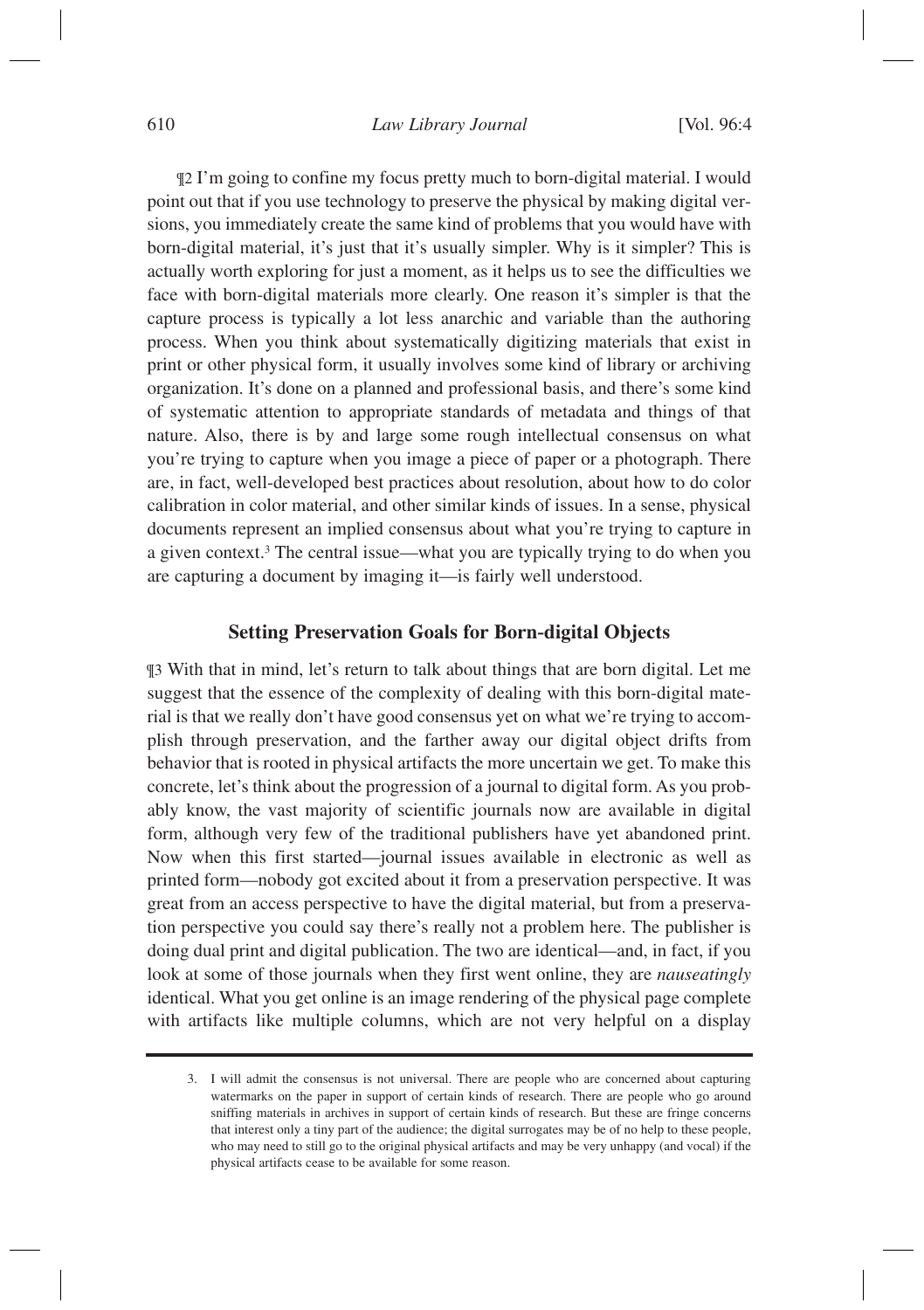¶2 I'm going to confine my focus pretty much to born-digital material. I would point out that if you use technology to preserve the physical by making digital versions, you immediately create the same kind of problems that you would have with born-digital material, it's just that it's usually simpler. Why is it simpler? This is actually worth exploring for just a moment, as it helps us to see the difficulties we face with born-digital materials more clearly. One reason it's simpler is that the capture process is typically a lot less anarchic and variable than the authoring process. When you think about systematically digitizing materials that exist in print or other physical form, it usually involves some kind of library or archiving organization. It's done on a planned and professional basis, and there's some kind of systematic attention to appropriate standards of metadata and things of that nature. Also, there is by and large some rough intellectual consensus on what you're trying to capture when you image a piece of paper or a photograph. There are, in fact, well-developed best practices about resolution, about how to do color calibration in color material, and other similar kinds of issues. In a sense, physical documents represent an implied consensus about what you're trying to capture in a given context.[3] The central issue—what you are typically trying to do when you are capturing a document by imaging it—is fairly well understood.

### Setting Preservation Goals for Born-digital Objects

¶3 With that in mind, let's return to talk about things that are born digital. Let me suggest that the essence of the complexity of dealing with this born-digital material is that we really don't have good consensus yet on what we're trying to accomplish through preservation, and the farther away our digital object drifts from behavior that is rooted in physical artifacts the more uncertain we get. To make this concrete, let's think about the progression of a journal to digital form. As you probably know, the vast majority of scientific journals now are available in digital form, although very few of the traditional publishers have yet abandoned print. Now when this first started—journal issues available in electronic as well as printed form—nobody got excited about it from a preservation perspective. It was great from an access perspective to have the digital material, but from a preservation perspective you could say there's really not a problem here. The publisher is doing dual print and digital publication. The two are identical—and, in fact, if you look at some of those journals when they first went online, they are *nauseatingly* identical. What you get online is an image rendering of the physical page complete with artifacts like multiple columns, which are not very helpful on a display

3. I will admit the consensus is not universal. There are people who are concerned about capturing watermarks on the paper in support of certain kinds of research. There are people who go around sniffing materials in archives in support of certain kinds of research. But these are fringe concerns that interest only a tiny part of the audience; the digital surrogates may be of no help to these people, who may need to still go to the original physical artifacts and may be very unhappy (and vocal) if the physical artifacts cease to be available for some reason.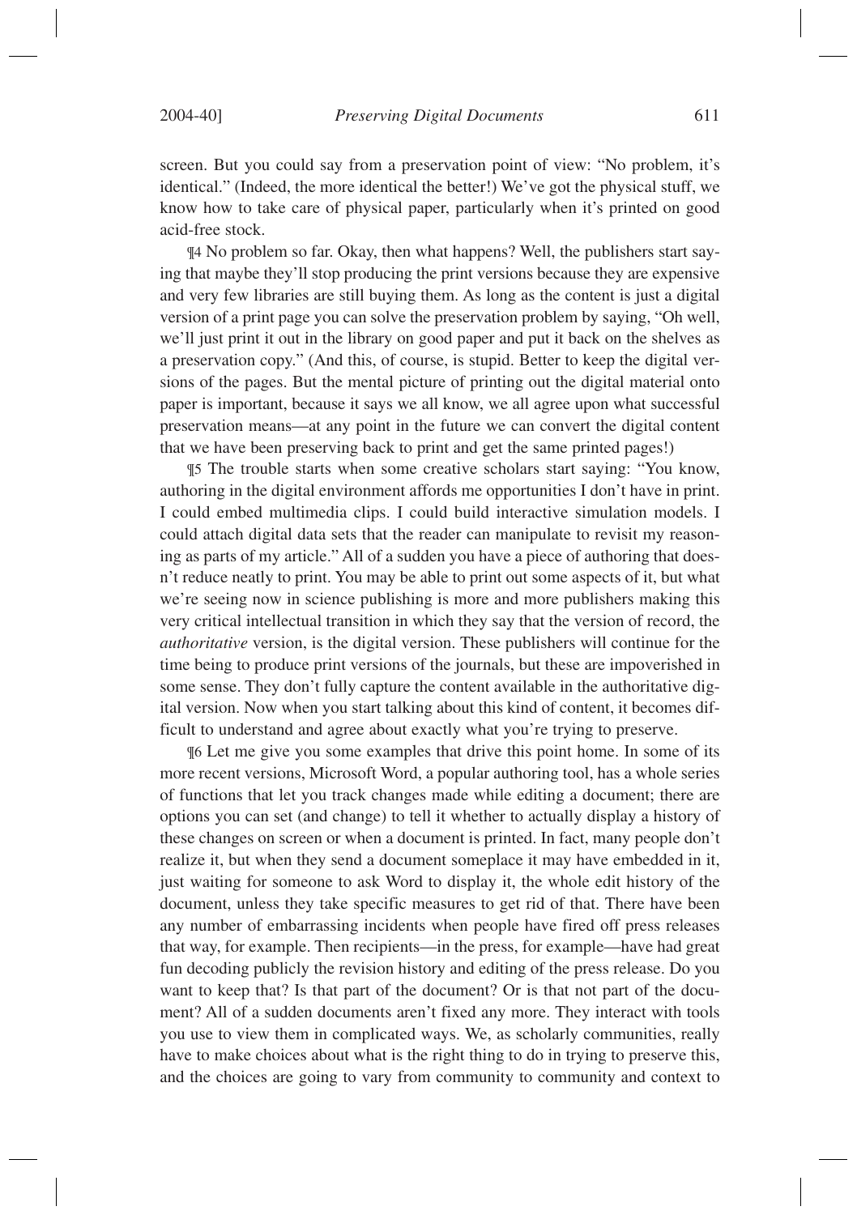screen. But you could say from a preservation point of view: "No problem, it's identical." (Indeed, the more identical the better!) We've got the physical stuff, we know how to take care of physical paper, particularly when it's printed on good acid-free stock.

¶4 No problem so far. Okay, then what happens? Well, the publishers start saying that maybe they'll stop producing the print versions because they are expensive and very few libraries are still buying them. As long as the content is just a digital version of a print page you can solve the preservation problem by saying, "Oh well, we'll just print it out in the library on good paper and put it back on the shelves as a preservation copy." (And this, of course, is stupid. Better to keep the digital versions of the pages. But the mental picture of printing out the digital material onto paper is important, because it says we all know, we all agree upon what successful preservation means—at any point in the future we can convert the digital content that we have been preserving back to print and get the same printed pages!)

¶5 The trouble starts when some creative scholars start saying: "You know, authoring in the digital environment affords me opportunities I don't have in print. I could embed multimedia clips. I could build interactive simulation models. I could attach digital data sets that the reader can manipulate to revisit my reasoning as parts of my article." All of a sudden you have a piece of authoring that doesn't reduce neatly to print. You may be able to print out some aspects of it, but what we're seeing now in science publishing is more and more publishers making this very critical intellectual transition in which they say that the version of record, the *authoritative* version, is the digital version. These publishers will continue for the time being to produce print versions of the journals, but these are impoverished in some sense. They don't fully capture the content available in the authoritative digital version. Now when you start talking about this kind of content, it becomes difficult to understand and agree about exactly what you're trying to preserve.

¶6 Let me give you some examples that drive this point home. In some of its more recent versions, Microsoft Word, a popular authoring tool, has a whole series of functions that let you track changes made while editing a document; there are options you can set (and change) to tell it whether to actually display a history of these changes on screen or when a document is printed. In fact, many people don't realize it, but when they send a document someplace it may have embedded in it, just waiting for someone to ask Word to display it, the whole edit history of the document, unless they take specific measures to get rid of that. There have been any number of embarrassing incidents when people have fired off press releases that way, for example. Then recipients—in the press, for example—have had great fun decoding publicly the revision history and editing of the press release. Do you want to keep that? Is that part of the document? Or is that not part of the document? All of a sudden documents aren't fixed any more. They interact with tools you use to view them in complicated ways. We, as scholarly communities, really have to make choices about what is the right thing to do in trying to preserve this, and the choices are going to vary from community to community and context to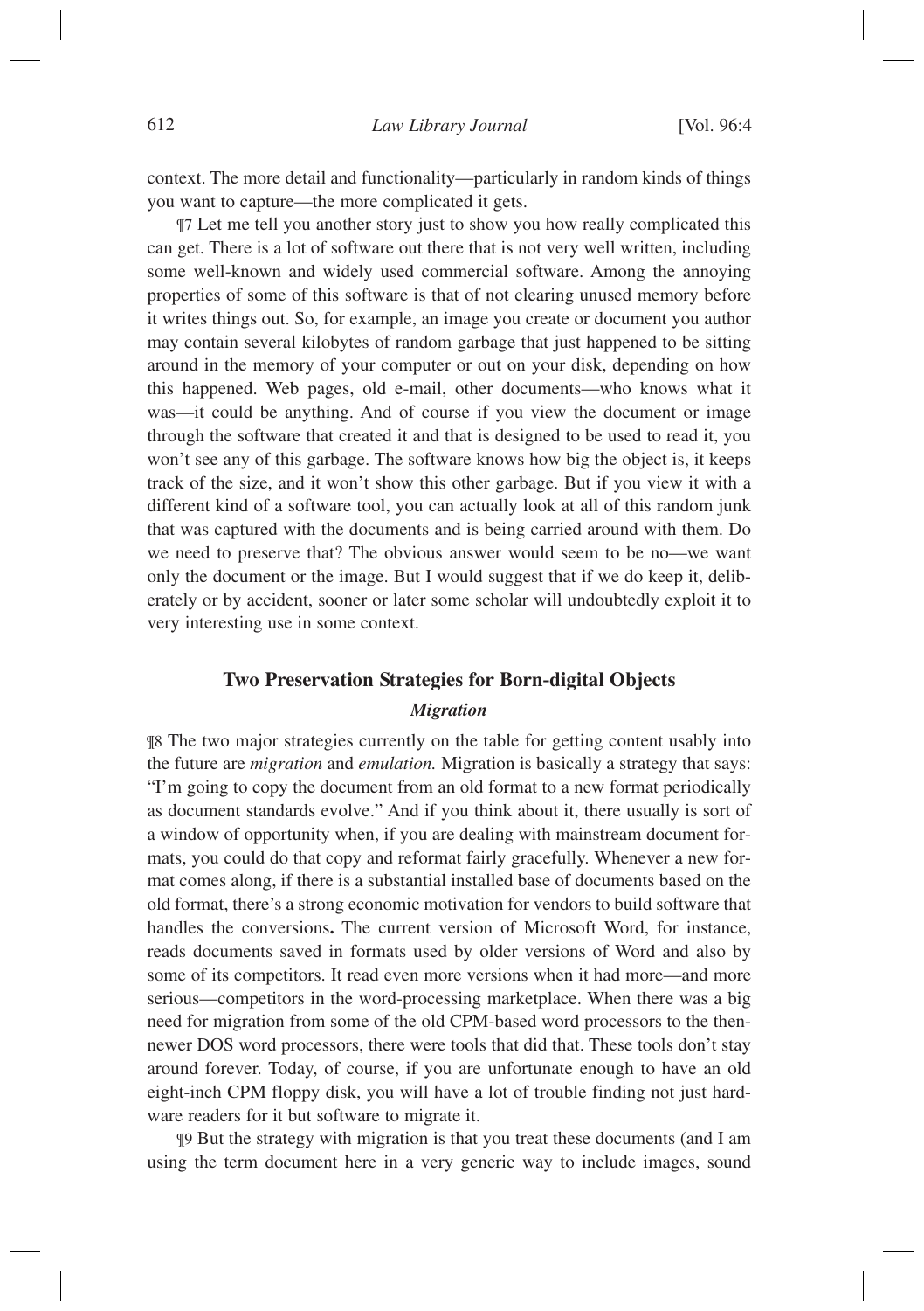context. The more detail and functionality—particularly in random kinds of things you want to capture—the more complicated it gets.

¶7 Let me tell you another story just to show you how really complicated this can get. There is a lot of software out there that is not very well written, including some well-known and widely used commercial software. Among the annoying properties of some of this software is that of not clearing unused memory before it writes things out. So, for example, an image you create or document you author may contain several kilobytes of random garbage that just happened to be sitting around in the memory of your computer or out on your disk, depending on how this happened. Web pages, old e-mail, other documents—who knows what it was—it could be anything. And of course if you view the document or image through the software that created it and that is designed to be used to read it, you won't see any of this garbage. The software knows how big the object is, it keeps track of the size, and it won't show this other garbage. But if you view it with a different kind of a software tool, you can actually look at all of this random junk that was captured with the documents and is being carried around with them. Do we need to preserve that? The obvious answer would seem to be no—we want only the document or the image. But I would suggest that if we do keep it, deliberately or by accident, sooner or later some scholar will undoubtedly exploit it to very interesting use in some context.

## Two Preservation Strategies for Born-digital Objects

### *Migration*

¶8 The two major strategies currently on the table for getting content usably into the future are *migration* and *emulation.* Migration is basically a strategy that says: "I'm going to copy the document from an old format to a new format periodically as document standards evolve." And if you think about it, there usually is sort of a window of opportunity when, if you are dealing with mainstream document formats, you could do that copy and reformat fairly gracefully. Whenever a new format comes along, if there is a substantial installed base of documents based on the old format, there's a strong economic motivation for vendors to build software that handles the conversions**.** The current version of Microsoft Word, for instance, reads documents saved in formats used by older versions of Word and also by some of its competitors. It read even more versions when it had more—and more serious—competitors in the word-processing marketplace. When there was a big need for migration from some of the old CPM-based word processors to the then-newer DOS word processors, there were tools that did that. These tools don't stay around forever. Today, of course, if you are unfortunate enough to have an old eight-inch CPM floppy disk, you will have a lot of trouble finding not just hardware readers for it but software to migrate it.

¶9 But the strategy with migration is that you treat these documents (and I am using the term document here in a very generic way to include images, sound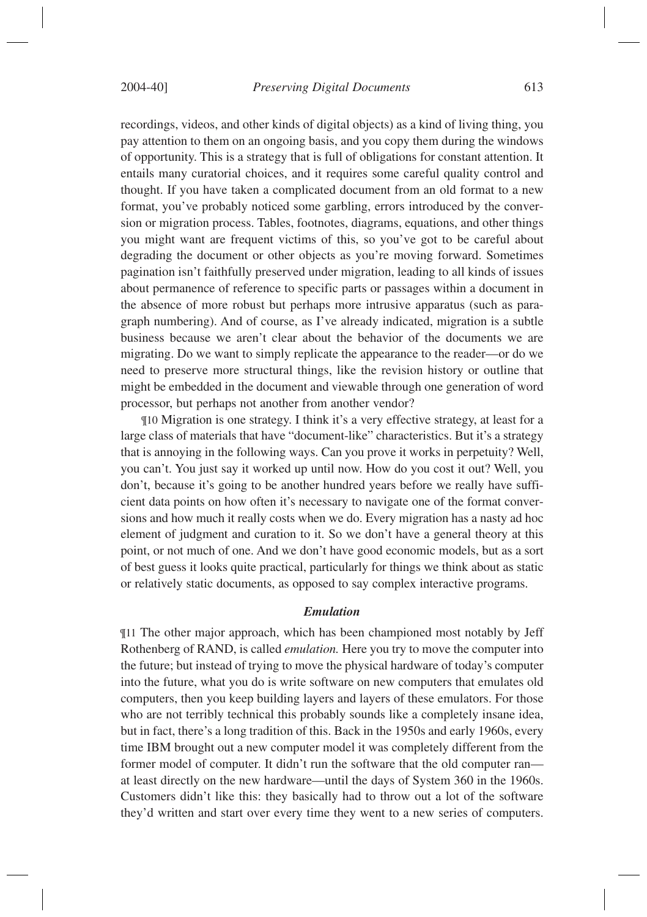recordings, videos, and other kinds of digital objects) as a kind of living thing, you pay attention to them on an ongoing basis, and you copy them during the windows of opportunity. This is a strategy that is full of obligations for constant attention. It entails many curatorial choices, and it requires some careful quality control and thought. If you have taken a complicated document from an old format to a new format, you've probably noticed some garbling, errors introduced by the conversion or migration process. Tables, footnotes, diagrams, equations, and other things you might want are frequent victims of this, so you've got to be careful about degrading the document or other objects as you're moving forward. Sometimes pagination isn't faithfully preserved under migration, leading to all kinds of issues about permanence of reference to specific parts or passages within a document in the absence of more robust but perhaps more intrusive apparatus (such as paragraph numbering). And of course, as I've already indicated, migration is a subtle business because we aren't clear about the behavior of the documents we are migrating. Do we want to simply replicate the appearance to the reader—or do we need to preserve more structural things, like the revision history or outline that might be embedded in the document and viewable through one generation of word processor, but perhaps not another from another vendor?

¶10 Migration is one strategy. I think it's a very effective strategy, at least for a large class of materials that have "document-like" characteristics. But it's a strategy that is annoying in the following ways. Can you prove it works in perpetuity? Well, you can't. You just say it worked up until now. How do you cost it out? Well, you don't, because it's going to be another hundred years before we really have sufficient data points on how often it's necessary to navigate one of the format conversions and how much it really costs when we do. Every migration has a nasty ad hoc element of judgment and curation to it. So we don't have a general theory at this point, or not much of one. And we don't have good economic models, but as a sort of best guess it looks quite practical, particularly for things we think about as static or relatively static documents, as opposed to say complex interactive programs.

### *Emulation*

¶11 The other major approach, which has been championed most notably by Jeff Rothenberg of RAND, is called *emulation.* Here you try to move the computer into the future; but instead of trying to move the physical hardware of today's computer into the future, what you do is write software on new computers that emulates old computers, then you keep building layers and layers of these emulators. For those who are not terribly technical this probably sounds like a completely insane idea, but in fact, there's a long tradition of this. Back in the 1950s and early 1960s, every time IBM brought out a new computer model it was completely different from the former model of computer. It didn't run the software that the old computer ran—at least directly on the new hardware—until the days of System 360 in the 1960s. Customers didn't like this: they basically had to throw out a lot of the software they'd written and start over every time they went to a new series of computers.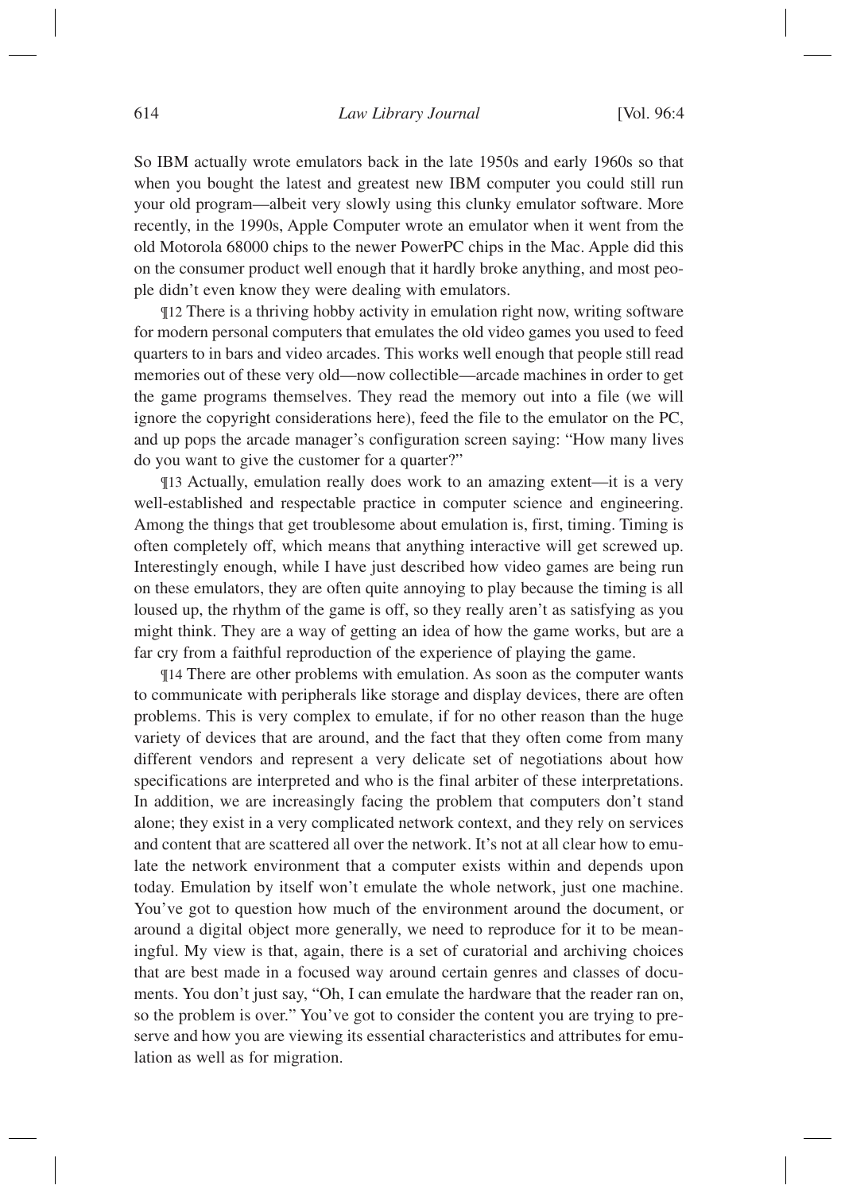So IBM actually wrote emulators back in the late 1950s and early 1960s so that when you bought the latest and greatest new IBM computer you could still run your old program—albeit very slowly using this clunky emulator software. More recently, in the 1990s, Apple Computer wrote an emulator when it went from the old Motorola 68000 chips to the newer PowerPC chips in the Mac. Apple did this on the consumer product well enough that it hardly broke anything, and most people didn't even know they were dealing with emulators.

¶12 There is a thriving hobby activity in emulation right now, writing software for modern personal computers that emulates the old video games you used to feed quarters to in bars and video arcades. This works well enough that people still read memories out of these very old—now collectible—arcade machines in order to get the game programs themselves. They read the memory out into a file (we will ignore the copyright considerations here), feed the file to the emulator on the PC, and up pops the arcade manager's configuration screen saying: "How many lives do you want to give the customer for a quarter?"

¶13 Actually, emulation really does work to an amazing extent—it is a very well-established and respectable practice in computer science and engineering. Among the things that get troublesome about emulation is, first, timing. Timing is often completely off, which means that anything interactive will get screwed up. Interestingly enough, while I have just described how video games are being run on these emulators, they are often quite annoying to play because the timing is all loused up, the rhythm of the game is off, so they really aren't as satisfying as you might think. They are a way of getting an idea of how the game works, but are a far cry from a faithful reproduction of the experience of playing the game.

¶14 There are other problems with emulation. As soon as the computer wants to communicate with peripherals like storage and display devices, there are often problems. This is very complex to emulate, if for no other reason than the huge variety of devices that are around, and the fact that they often come from many different vendors and represent a very delicate set of negotiations about how specifications are interpreted and who is the final arbiter of these interpretations. In addition, we are increasingly facing the problem that computers don't stand alone; they exist in a very complicated network context, and they rely on services and content that are scattered all over the network. It's not at all clear how to emulate the network environment that a computer exists within and depends upon today. Emulation by itself won't emulate the whole network, just one machine. You've got to question how much of the environment around the document, or around a digital object more generally, we need to reproduce for it to be meaningful. My view is that, again, there is a set of curatorial and archiving choices that are best made in a focused way around certain genres and classes of documents. You don't just say, "Oh, I can emulate the hardware that the reader ran on, so the problem is over." You've got to consider the content you are trying to preserve and how you are viewing its essential characteristics and attributes for emulation as well as for migration.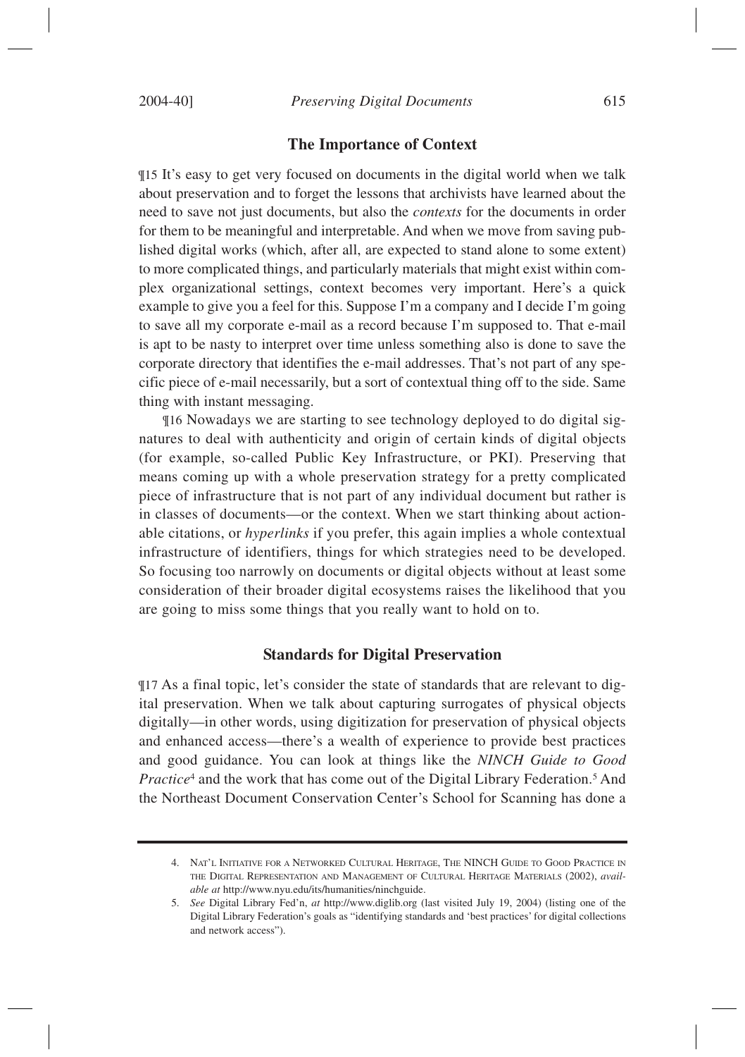## The Importance of Context

¶15 It's easy to get very focused on documents in the digital world when we talk about preservation and to forget the lessons that archivists have learned about the need to save not just documents, but also the *contexts* for the documents in order for them to be meaningful and interpretable. And when we move from saving published digital works (which, after all, are expected to stand alone to some extent) to more complicated things, and particularly materials that might exist within complex organizational settings, context becomes very important. Here's a quick example to give you a feel for this. Suppose I'm a company and I decide I'm going to save all my corporate e-mail as a record because I'm supposed to. That e-mail is apt to be nasty to interpret over time unless something also is done to save the corporate directory that identifies the e-mail addresses. That's not part of any specific piece of e-mail necessarily, but a sort of contextual thing off to the side. Same thing with instant messaging.

¶16 Nowadays we are starting to see technology deployed to do digital signatures to deal with authenticity and origin of certain kinds of digital objects (for example, so-called Public Key Infrastructure, or PKI). Preserving that means coming up with a whole preservation strategy for a pretty complicated piece of infrastructure that is not part of any individual document but rather is in classes of documents—or the context. When we start thinking about actionable citations, or *hyperlinks* if you prefer, this again implies a whole contextual infrastructure of identifiers, things for which strategies need to be developed. So focusing too narrowly on documents or digital objects without at least some consideration of their broader digital ecosystems raises the likelihood that you are going to miss some things that you really want to hold on to.

## Standards for Digital Preservation

¶17 As a final topic, let's consider the state of standards that are relevant to digital preservation. When we talk about capturing surrogates of physical objects digitally—in other words, using digitization for preservation of physical objects and enhanced access—there's a wealth of experience to provide best practices and good guidance. You can look at things like the *NINCH Guide to Good Practice*[4] and the work that has come out of the Digital Library Federation.[5] And the Northeast Document Conservation Center's School for Scanning has done a

---

4. Nat'l Initiative for a Networked Cultural Heritage, The NINCH Guide to Good Practice in the Digital Representation and Management of Cultural Heritage Materials (2002), *available at* http://www.nyu.edu/its/humanities/ninchguide.

5. *See* Digital Library Fed'n, *at* http://www.diglib.org (last visited July 19, 2004) (listing one of the Digital Library Federation's goals as "identifying standards and 'best practices' for digital collections and network access").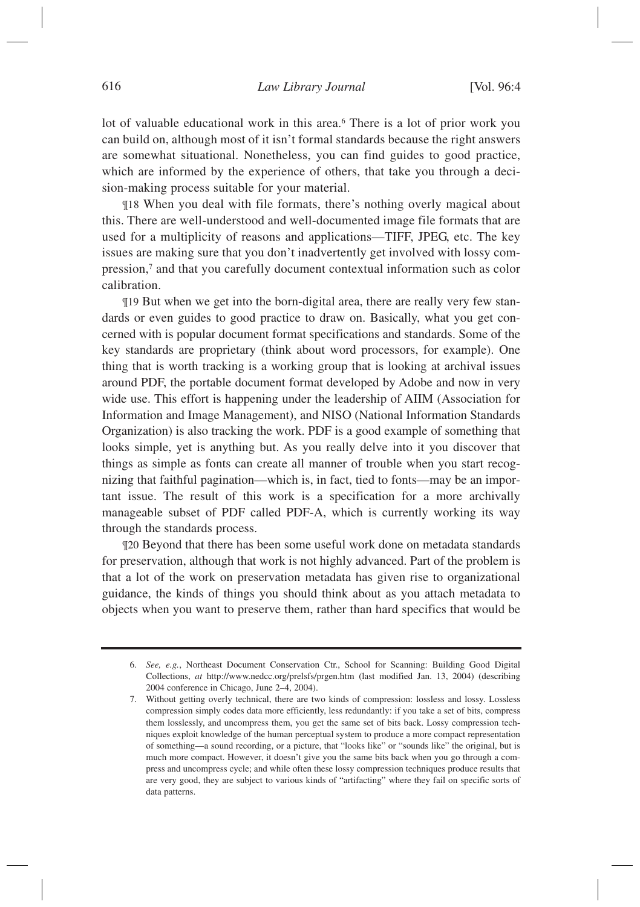lot of valuable educational work in this area.[6] There is a lot of prior work you can build on, although most of it isn't formal standards because the right answers are somewhat situational. Nonetheless, you can find guides to good practice, which are informed by the experience of others, that take you through a decision-making process suitable for your material.

¶18 When you deal with file formats, there's nothing overly magical about this. There are well-understood and well-documented image file formats that are used for a multiplicity of reasons and applications—TIFF, JPEG, etc. The key issues are making sure that you don't inadvertently get involved with lossy compression,[7] and that you carefully document contextual information such as color calibration.

¶19 But when we get into the born-digital area, there are really very few standards or even guides to good practice to draw on. Basically, what you get concerned with is popular document format specifications and standards. Some of the key standards are proprietary (think about word processors, for example). One thing that is worth tracking is a working group that is looking at archival issues around PDF, the portable document format developed by Adobe and now in very wide use. This effort is happening under the leadership of AIIM (Association for Information and Image Management), and NISO (National Information Standards Organization) is also tracking the work. PDF is a good example of something that looks simple, yet is anything but. As you really delve into it you discover that things as simple as fonts can create all manner of trouble when you start recognizing that faithful pagination—which is, in fact, tied to fonts—may be an important issue. The result of this work is a specification for a more archivally manageable subset of PDF called PDF-A, which is currently working its way through the standards process.

¶20 Beyond that there has been some useful work done on metadata standards for preservation, although that work is not highly advanced. Part of the problem is that a lot of the work on preservation metadata has given rise to organizational guidance, the kinds of things you should think about as you attach metadata to objects when you want to preserve them, rather than hard specifics that would be

---

6. *See, e.g.*, Northeast Document Conservation Ctr., School for Scanning: Building Good Digital Collections, *at* http://www.nedcc.org/prelsfs/prgen.htm (last modified Jan. 13, 2004) (describing 2004 conference in Chicago, June 2–4, 2004).

7. Without getting overly technical, there are two kinds of compression: lossless and lossy. Lossless compression simply codes data more efficiently, less redundantly: if you take a set of bits, compress them losslessly, and uncompress them, you get the same set of bits back. Lossy compression techniques exploit knowledge of the human perceptual system to produce a more compact representation of something—a sound recording, or a picture, that "looks like" or "sounds like" the original, but is much more compact. However, it doesn't give you the same bits back when you go through a compress and uncompress cycle; and while often these lossy compression techniques produce results that are very good, they are subject to various kinds of "artifacting" where they fail on specific sorts of data patterns.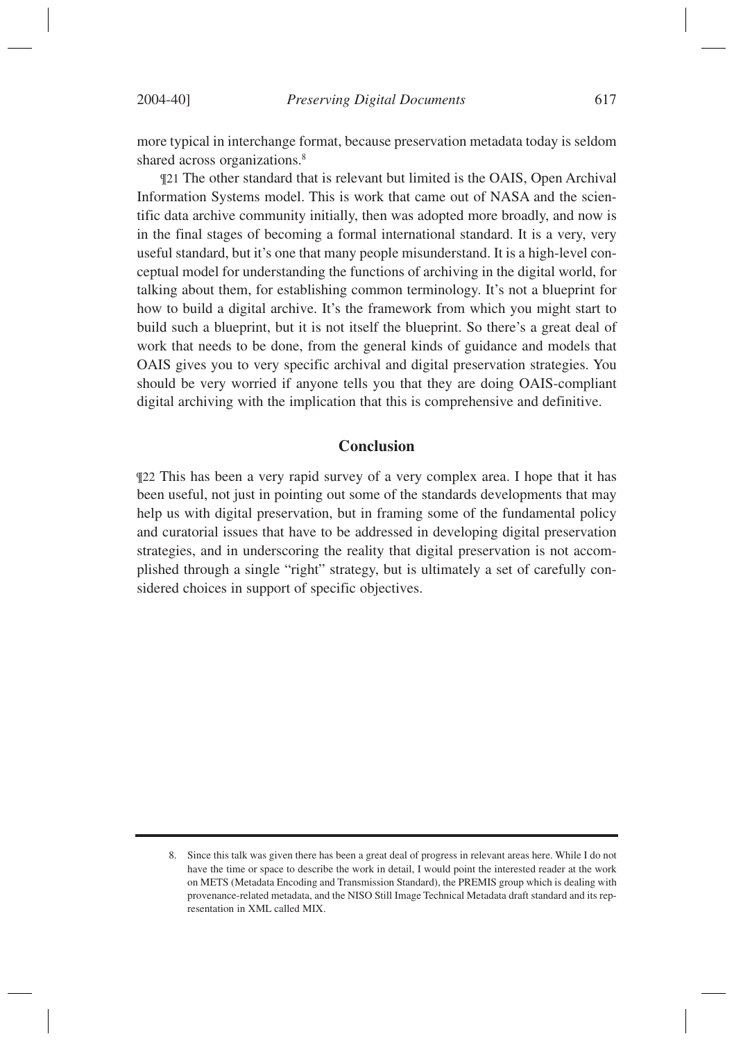more typical in interchange format, because preservation metadata today is seldom shared across organizations.[8]

¶21 The other standard that is relevant but limited is the OAIS, Open Archival Information Systems model. This is work that came out of NASA and the scientific data archive community initially, then was adopted more broadly, and now is in the final stages of becoming a formal international standard. It is a very, very useful standard, but it's one that many people misunderstand. It is a high-level conceptual model for understanding the functions of archiving in the digital world, for talking about them, for establishing common terminology. It's not a blueprint for how to build a digital archive. It's the framework from which you might start to build such a blueprint, but it is not itself the blueprint. So there's a great deal of work that needs to be done, from the general kinds of guidance and models that OAIS gives you to very specific archival and digital preservation strategies. You should be very worried if anyone tells you that they are doing OAIS-compliant digital archiving with the implication that this is comprehensive and definitive.

## Conclusion

¶22 This has been a very rapid survey of a very complex area. I hope that it has been useful, not just in pointing out some of the standards developments that may help us with digital preservation, but in framing some of the fundamental policy and curatorial issues that have to be addressed in developing digital preservation strategies, and in underscoring the reality that digital preservation is not accomplished through a single "right" strategy, but is ultimately a set of carefully considered choices in support of specific objectives.

---

8. Since this talk was given there has been a great deal of progress in relevant areas here. While I do not have the time or space to describe the work in detail, I would point the interested reader at the work on METS (Metadata Encoding and Transmission Standard), the PREMIS group which is dealing with provenance-related metadata, and the NISO Still Image Technical Metadata draft standard and its representation in XML called MIX.